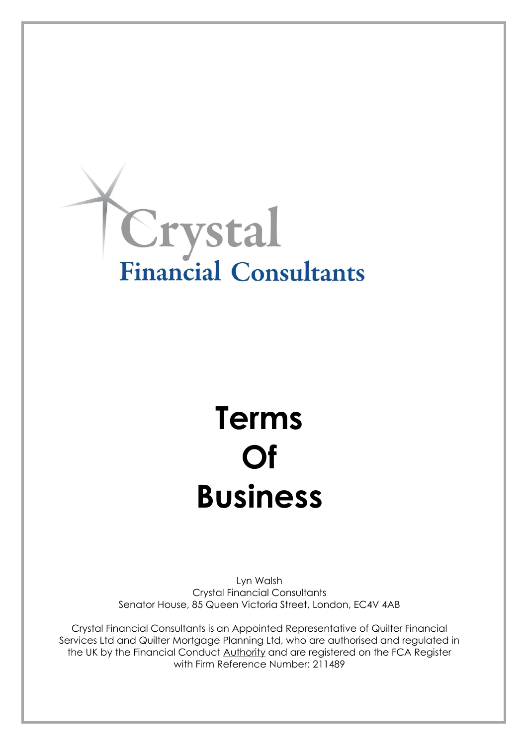Crystal
Financial Consultants

# Terms Of Business

Lyn Walsh
Crystal Financial Consultants
Senator House, 85 Queen Victoria Street, London, EC4V 4AB

Crystal Financial Consultants is an Appointed Representative of Quilter Financial Services Ltd and Quilter Mortgage Planning Ltd, who are authorised and regulated in the UK by the Financial Conduct Authority and are registered on the FCA Register with Firm Reference Number: 211489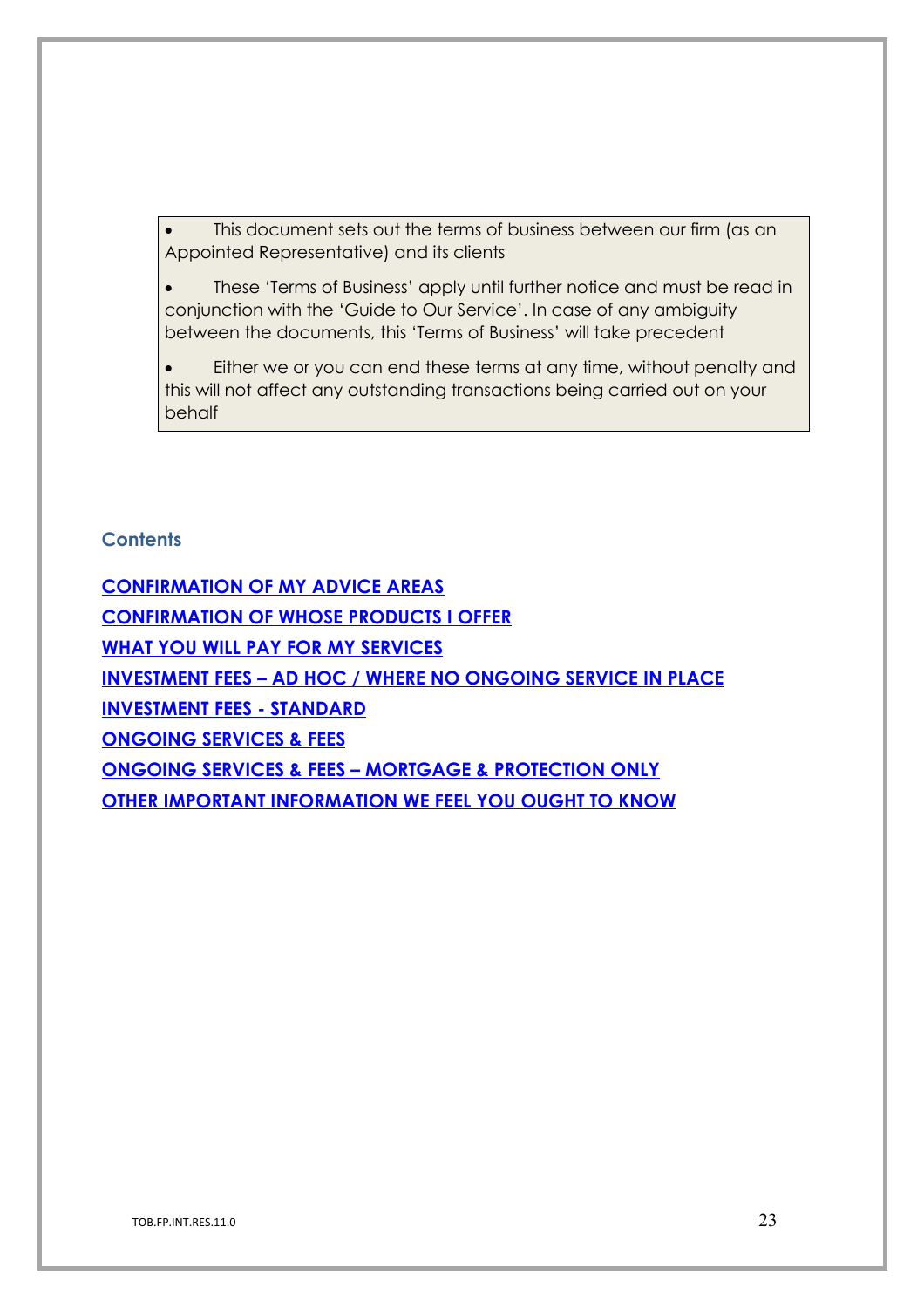- This document sets out the terms of business between our firm (as an Appointed Representative) and its clients
- These 'Terms of Business' apply until further notice and must be read in conjunction with the 'Guide to Our Service'. In case of any ambiguity between the documents, this 'Terms of Business' will take precedent
- Either we or you can end these terms at any time, without penalty and this will not affect any outstanding transactions being carried out on your behalf

## Contents

**CONFIRMATION OF MY ADVICE AREAS**

**CONFIRMATION OF WHOSE PRODUCTS I OFFER**

**WHAT YOU WILL PAY FOR MY SERVICES**

**INVESTMENT FEES – AD HOC / WHERE NO ONGOING SERVICE IN PLACE**

**INVESTMENT FEES - STANDARD**

**ONGOING SERVICES & FEES**

**ONGOING SERVICES & FEES – MORTGAGE & PROTECTION ONLY**

**OTHER IMPORTANT INFORMATION WE FEEL YOU OUGHT TO KNOW**

TOB.FP.INT.RES.11.0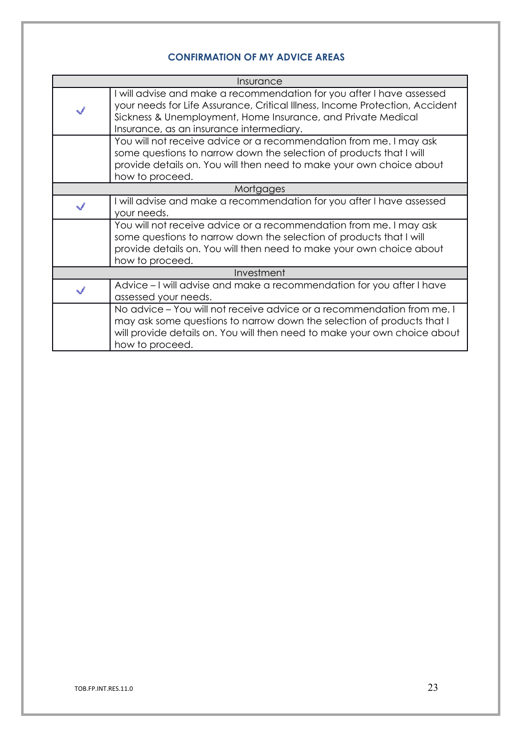## CONFIRMATION OF MY ADVICE AREAS

| Insurance | |
|---|---|
| ✓ | I will advise and make a recommendation for you after I have assessed your needs for Life Assurance, Critical Illness, Income Protection, Accident Sickness & Unemployment, Home Insurance, and Private Medical Insurance, as an insurance intermediary. |
| | You will not receive advice or a recommendation from me. I may ask some questions to narrow down the selection of products that I will provide details on. You will then need to make your own choice about how to proceed. |
| **Mortgages** | |
| ✓ | I will advise and make a recommendation for you after I have assessed your needs. |
| | You will not receive advice or a recommendation from me. I may ask some questions to narrow down the selection of products that I will provide details on. You will then need to make your own choice about how to proceed. |
| **Investment** | |
| ✓ | Advice – I will advise and make a recommendation for you after I have assessed your needs. |
| | No advice – You will not receive advice or a recommendation from me. I may ask some questions to narrow down the selection of products that I will provide details on. You will then need to make your own choice about how to proceed. |

TOB.FP.INT.RES.11.0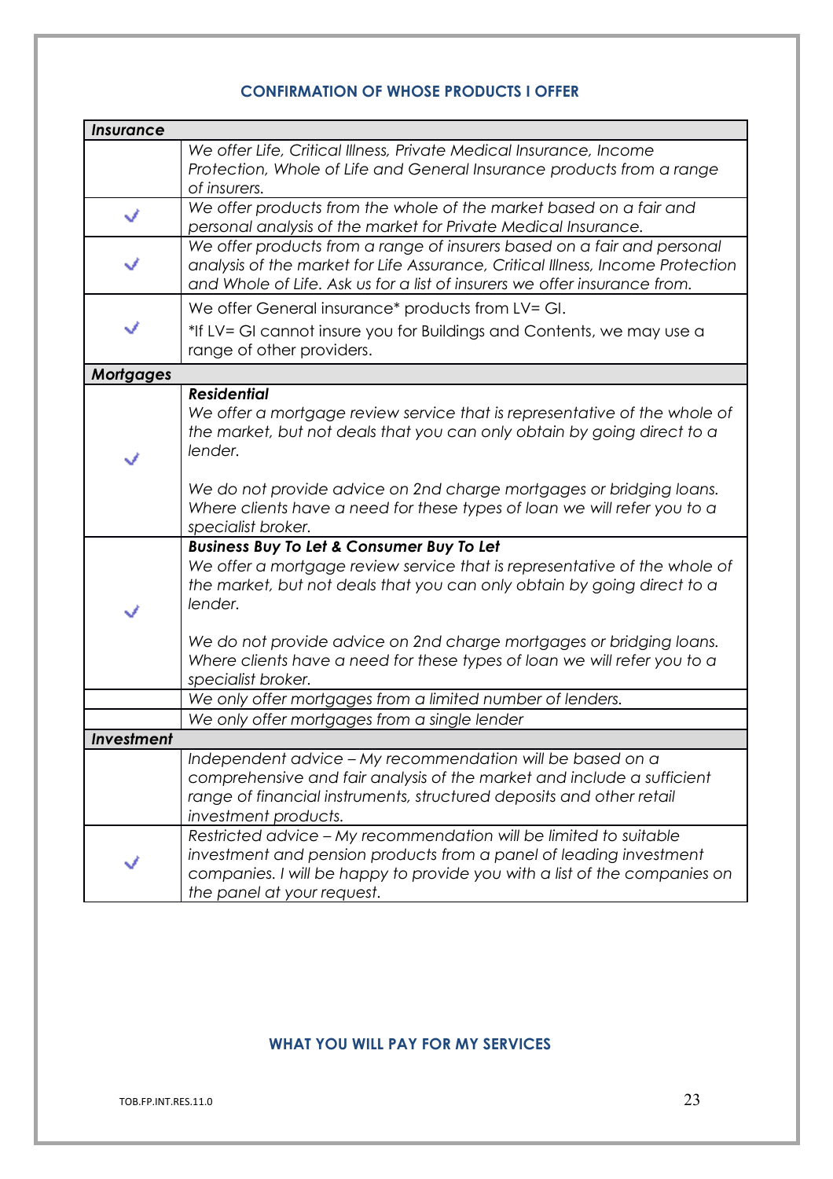## CONFIRMATION OF WHOSE PRODUCTS I OFFER

| | |
|---|---|
| ***Insurance*** | |
| | *We offer Life, Critical Illness, Private Medical Insurance, Income Protection, Whole of Life and General Insurance products from a range of insurers.* |
| ✓ | *We offer products from the whole of the market based on a fair and personal analysis of the market for Private Medical Insurance.* |
| ✓ | *We offer products from a range of insurers based on a fair and personal analysis of the market for Life Assurance, Critical Illness, Income Protection and Whole of Life. Ask us for a list of insurers we offer insurance from.* |
| ✓ | We offer General insurance* products from LV= GI.<br>*If LV= GI cannot insure you for Buildings and Contents, we may use a range of other providers. |
| ***Mortgages*** | |
| ✓ | ***Residential***<br>*We offer a mortgage review service that is representative of the whole of the market, but not deals that you can only obtain by going direct to a lender.*<br><br>*We do not provide advice on 2nd charge mortgages or bridging loans. Where clients have a need for these types of loan we will refer you to a specialist broker.* |
| ✓ | ***Business Buy To Let & Consumer Buy To Let***<br>*We offer a mortgage review service that is representative of the whole of the market, but not deals that you can only obtain by going direct to a lender.*<br><br>*We do not provide advice on 2nd charge mortgages or bridging loans. Where clients have a need for these types of loan we will refer you to a specialist broker.* |
| | *We only offer mortgages from a limited number of lenders.* |
| | *We only offer mortgages from a single lender* |
| ***Investment*** | |
| | *Independent advice – My recommendation will be based on a comprehensive and fair analysis of the market and include a sufficient range of financial instruments, structured deposits and other retail investment products.* |
| ✓ | *Restricted advice – My recommendation will be limited to suitable investment and pension products from a panel of leading investment companies. I will be happy to provide you with a list of the companies on the panel at your request.* |

## WHAT YOU WILL PAY FOR MY SERVICES

TOB.FP.INT.RES.11.0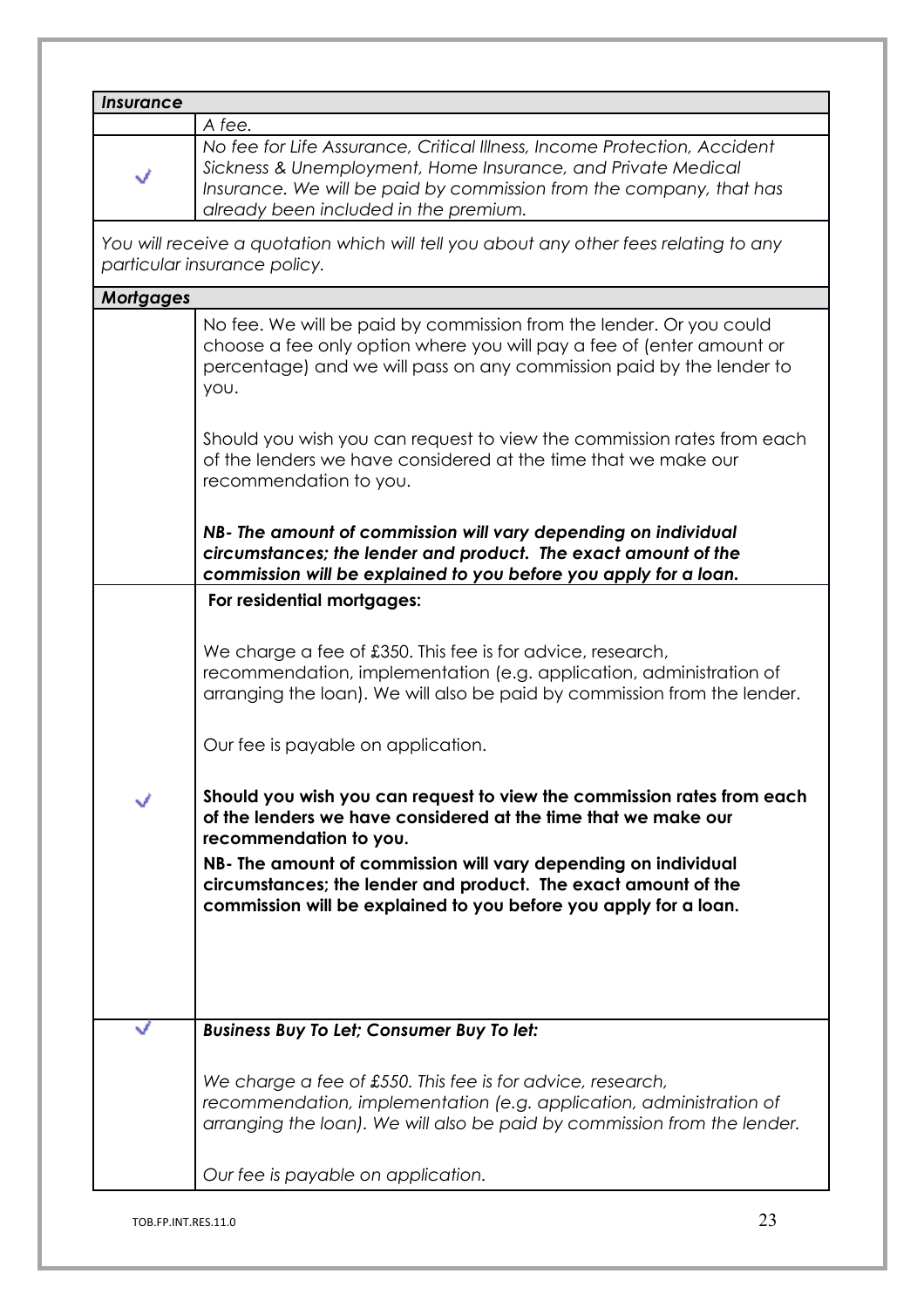| ***Insurance*** | |
|---|---|
| | *A fee.* |
| ✓ | *No fee for Life Assurance, Critical Illness, Income Protection, Accident Sickness & Unemployment, Home Insurance, and Private Medical Insurance. We will be paid by commission from the company, that has already been included in the premium.* |
| *You will receive a quotation which will tell you about any other fees relating to any particular insurance policy.* | |
| ***Mortgages*** | |
| | No fee. We will be paid by commission from the lender. Or you could choose a fee only option where you will pay a fee of (enter amount or percentage) and we will pass on any commission paid by the lender to you.<br><br>Should you wish you can request to view the commission rates from each of the lenders we have considered at the time that we make our recommendation to you.<br><br>***NB- The amount of commission will vary depending on individual circumstances; the lender and product. The exact amount of the commission will be explained to you before you apply for a loan.*** |
| ✓ | **For residential mortgages:**<br><br>We charge a fee of £350. This fee is for advice, research, recommendation, implementation (e.g. application, administration of arranging the loan). We will also be paid by commission from the lender.<br><br>Our fee is payable on application.<br><br>**Should you wish you can request to view the commission rates from each of the lenders we have considered at the time that we make our recommendation to you.**<br>**NB- The amount of commission will vary depending on individual circumstances; the lender and product. The exact amount of the commission will be explained to you before you apply for a loan.** |
| ✓ | ***Business Buy To Let; Consumer Buy To let:***<br><br>*We charge a fee of £550. This fee is for advice, research, recommendation, implementation (e.g. application, administration of arranging the loan). We will also be paid by commission from the lender.*<br><br>*Our fee is payable on application.* |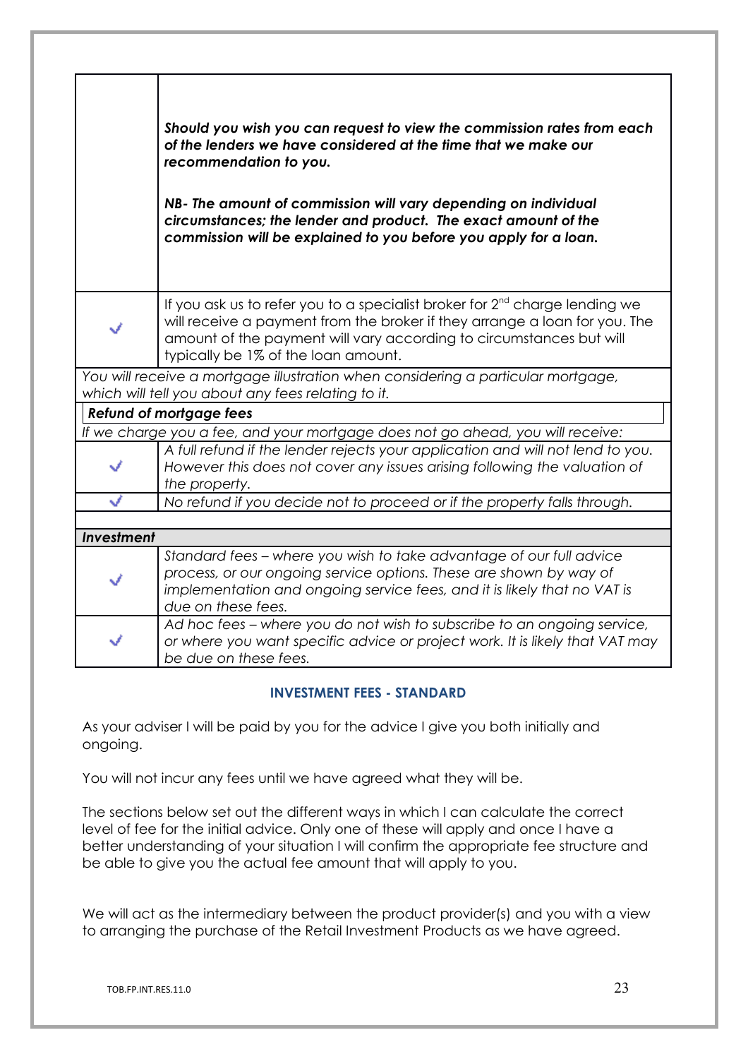| | |
|---|---|
| | ***Should you wish you can request to view the commission rates from each of the lenders we have considered at the time that we make our recommendation to you.*** <br><br> ***NB- The amount of commission will vary depending on individual circumstances; the lender and product. The exact amount of the commission will be explained to you before you apply for a loan.*** |
| ✓ | If you ask us to refer you to a specialist broker for 2nd charge lending we will receive a payment from the broker if they arrange a loan for you. The amount of the payment will vary according to circumstances but will typically be 1% of the loan amount. |
| *You will receive a mortgage illustration when considering a particular mortgage, which will tell you about any fees relating to it.* | |
| ***Refund of mortgage fees*** | |
| *If we charge you a fee, and your mortgage does not go ahead, you will receive:* | |
| ✓ | *A full refund if the lender rejects your application and will not lend to you. However this does not cover any issues arising following the valuation of the property.* |
| ✓ | *No refund if you decide not to proceed or if the property falls through.* |
| | |
| ***Investment*** | |
| ✓ | *Standard fees – where you wish to take advantage of our full advice process, or our ongoing service options. These are shown by way of implementation and ongoing service fees, and it is likely that no VAT is due on these fees.* |
| ✓ | *Ad hoc fees – where you do not wish to subscribe to an ongoing service, or where you want specific advice or project work. It is likely that VAT may be due on these fees.* |

## INVESTMENT FEES - STANDARD

As your adviser I will be paid by you for the advice I give you both initially and ongoing.

You will not incur any fees until we have agreed what they will be.

The sections below set out the different ways in which I can calculate the correct level of fee for the initial advice. Only one of these will apply and once I have a better understanding of your situation I will confirm the appropriate fee structure and be able to give you the actual fee amount that will apply to you.

We will act as the intermediary between the product provider(s) and you with a view to arranging the purchase of the Retail Investment Products as we have agreed.

TOB.FP.INT.RES.11.0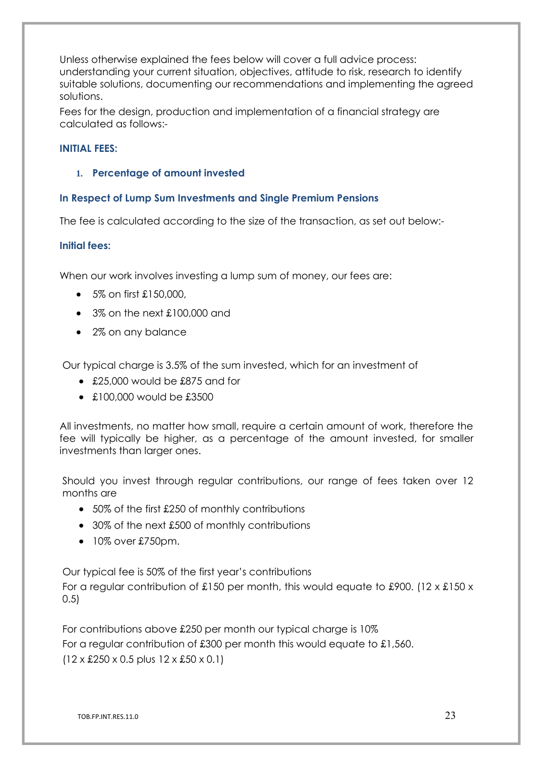Unless otherwise explained the fees below will cover a full advice process: understanding your current situation, objectives, attitude to risk, research to identify suitable solutions, documenting our recommendations and implementing the agreed solutions.

Fees for the design, production and implementation of a financial strategy are calculated as follows:-

### INITIAL FEES:

#### 1. Percentage of amount invested

#### In Respect of Lump Sum Investments and Single Premium Pensions

The fee is calculated according to the size of the transaction, as set out below:-

#### Initial fees:

When our work involves investing a lump sum of money, our fees are:

- 5% on first £150,000,
- 3% on the next £100,000 and
- 2% on any balance

Our typical charge is 3.5% of the sum invested, which for an investment of

- £25,000 would be £875 and for
- £100,000 would be £3500

All investments, no matter how small, require a certain amount of work, therefore the fee will typically be higher, as a percentage of the amount invested, for smaller investments than larger ones.

Should you invest through regular contributions, our range of fees taken over 12 months are

- 50% of the first £250 of monthly contributions
- 30% of the next £500 of monthly contributions
- 10% over £750pm.

Our typical fee is 50% of the first year's contributions

For a regular contribution of £150 per month, this would equate to £900. (12 x £150 x 0.5)

For contributions above £250 per month our typical charge is 10%

For a regular contribution of £300 per month this would equate to £1,560.

(12 x £250 x 0.5 plus 12 x £50 x 0.1)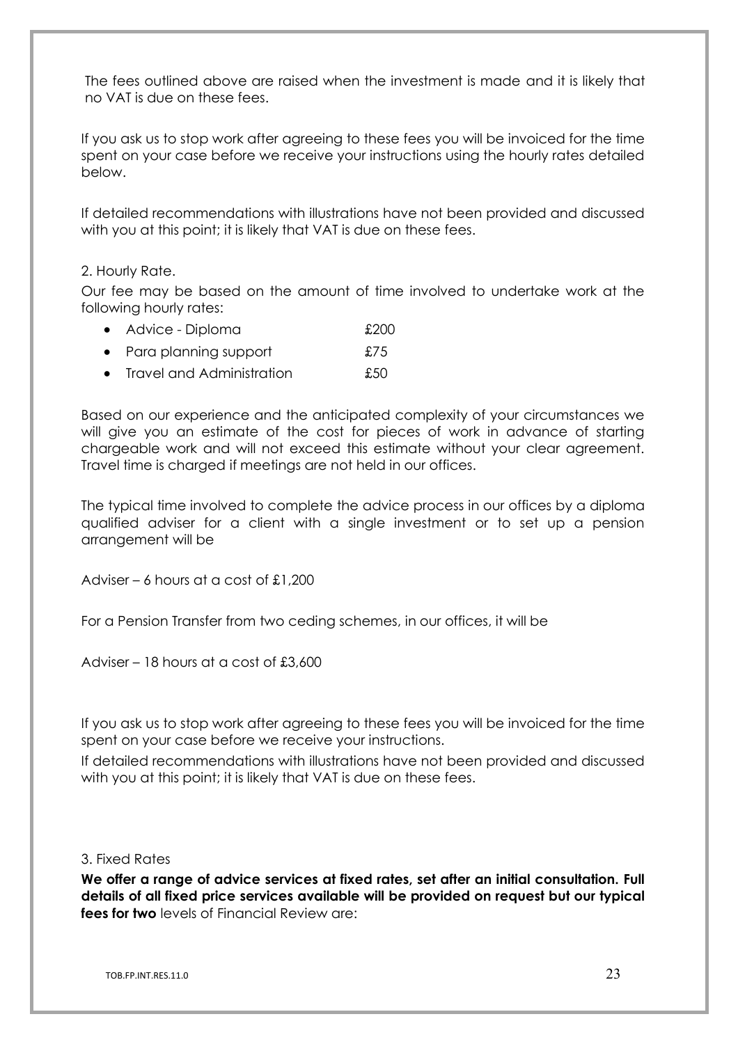The fees outlined above are raised when the investment is made and it is likely that no VAT is due on these fees.

If you ask us to stop work after agreeing to these fees you will be invoiced for the time spent on your case before we receive your instructions using the hourly rates detailed below.

If detailed recommendations with illustrations have not been provided and discussed with you at this point; it is likely that VAT is due on these fees.

2. Hourly Rate.

Our fee may be based on the amount of time involved to undertake work at the following hourly rates:

- Advice - Diploma £200
- Para planning support £75
- Travel and Administration £50

Based on our experience and the anticipated complexity of your circumstances we will give you an estimate of the cost for pieces of work in advance of starting chargeable work and will not exceed this estimate without your clear agreement. Travel time is charged if meetings are not held in our offices.

The typical time involved to complete the advice process in our offices by a diploma qualified adviser for a client with a single investment or to set up a pension arrangement will be

Adviser – 6 hours at a cost of £1,200

For a Pension Transfer from two ceding schemes, in our offices, it will be

Adviser – 18 hours at a cost of £3,600

If you ask us to stop work after agreeing to these fees you will be invoiced for the time spent on your case before we receive your instructions.

If detailed recommendations with illustrations have not been provided and discussed with you at this point; it is likely that VAT is due on these fees.

3. Fixed Rates

**We offer a range of advice services at fixed rates, set after an initial consultation. Full details of all fixed price services available will be provided on request but our typical fees for two** levels of Financial Review are: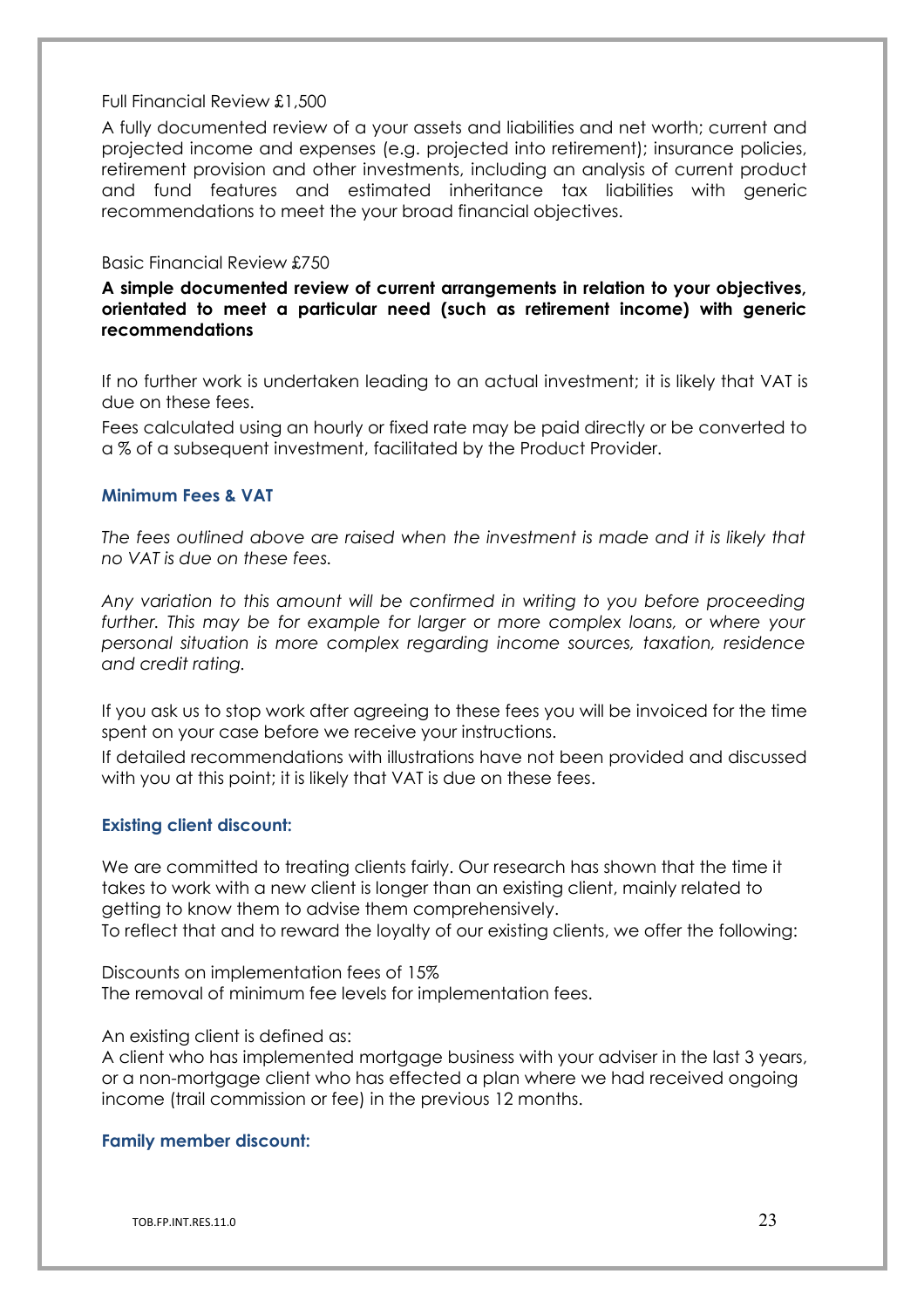Full Financial Review £1,500

A fully documented review of a your assets and liabilities and net worth; current and projected income and expenses (e.g. projected into retirement); insurance policies, retirement provision and other investments, including an analysis of current product and fund features and estimated inheritance tax liabilities with generic recommendations to meet the your broad financial objectives.

Basic Financial Review £750

**A simple documented review of current arrangements in relation to your objectives, orientated to meet a particular need (such as retirement income) with generic recommendations**

If no further work is undertaken leading to an actual investment; it is likely that VAT is due on these fees.

Fees calculated using an hourly or fixed rate may be paid directly or be converted to a % of a subsequent investment, facilitated by the Product Provider.

### Minimum Fees & VAT

*The fees outlined above are raised when the investment is made and it is likely that no VAT is due on these fees.*

*Any variation to this amount will be confirmed in writing to you before proceeding further. This may be for example for larger or more complex loans, or where your personal situation is more complex regarding income sources, taxation, residence and credit rating.*

If you ask us to stop work after agreeing to these fees you will be invoiced for the time spent on your case before we receive your instructions.

If detailed recommendations with illustrations have not been provided and discussed with you at this point; it is likely that VAT is due on these fees.

### Existing client discount:

We are committed to treating clients fairly. Our research has shown that the time it takes to work with a new client is longer than an existing client, mainly related to getting to know them to advise them comprehensively.

To reflect that and to reward the loyalty of our existing clients, we offer the following:

Discounts on implementation fees of 15%

The removal of minimum fee levels for implementation fees.

An existing client is defined as:

A client who has implemented mortgage business with your adviser in the last 3 years, or a non-mortgage client who has effected a plan where we had received ongoing income (trail commission or fee) in the previous 12 months.

### Family member discount: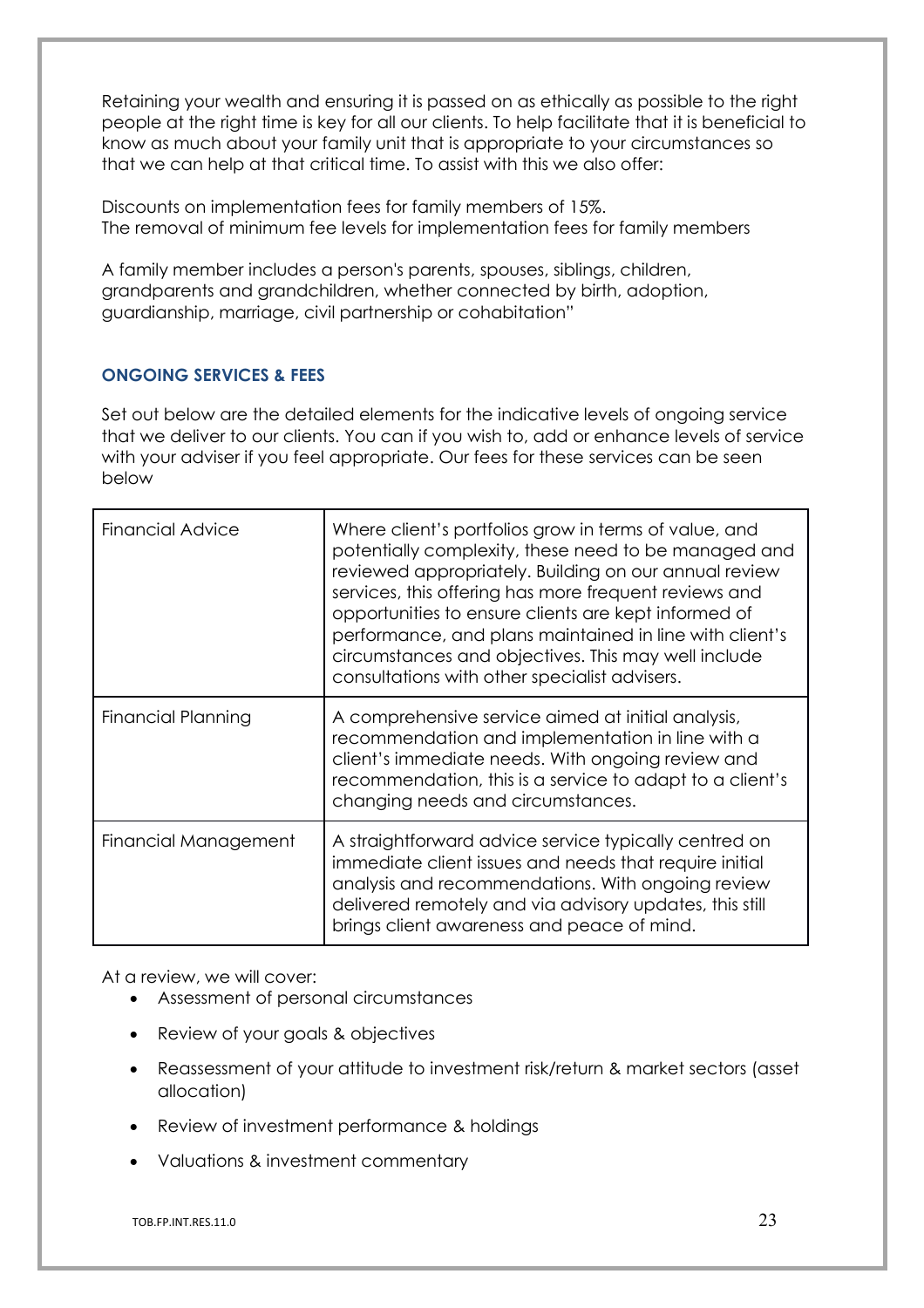Retaining your wealth and ensuring it is passed on as ethically as possible to the right people at the right time is key for all our clients. To help facilitate that it is beneficial to know as much about your family unit that is appropriate to your circumstances so that we can help at that critical time. To assist with this we also offer:

Discounts on implementation fees for family members of 15%.
The removal of minimum fee levels for implementation fees for family members

A family member includes a person's parents, spouses, siblings, children, grandparents and grandchildren, whether connected by birth, adoption, guardianship, marriage, civil partnership or cohabitation"

### ONGOING SERVICES & FEES

Set out below are the detailed elements for the indicative levels of ongoing service that we deliver to our clients. You can if you wish to, add or enhance levels of service with your adviser if you feel appropriate. Our fees for these services can be seen below

| | |
|---|---|
| Financial Advice | Where client's portfolios grow in terms of value, and potentially complexity, these need to be managed and reviewed appropriately. Building on our annual review services, this offering has more frequent reviews and opportunities to ensure clients are kept informed of performance, and plans maintained in line with client's circumstances and objectives. This may well include consultations with other specialist advisers. |
| Financial Planning | A comprehensive service aimed at initial analysis, recommendation and implementation in line with a client's immediate needs. With ongoing review and recommendation, this is a service to adapt to a client's changing needs and circumstances. |
| Financial Management | A straightforward advice service typically centred on immediate client issues and needs that require initial analysis and recommendations. With ongoing review delivered remotely and via advisory updates, this still brings client awareness and peace of mind. |

At a review, we will cover:

- Assessment of personal circumstances
- Review of your goals & objectives
- Reassessment of your attitude to investment risk/return & market sectors (asset allocation)
- Review of investment performance & holdings
- Valuations & investment commentary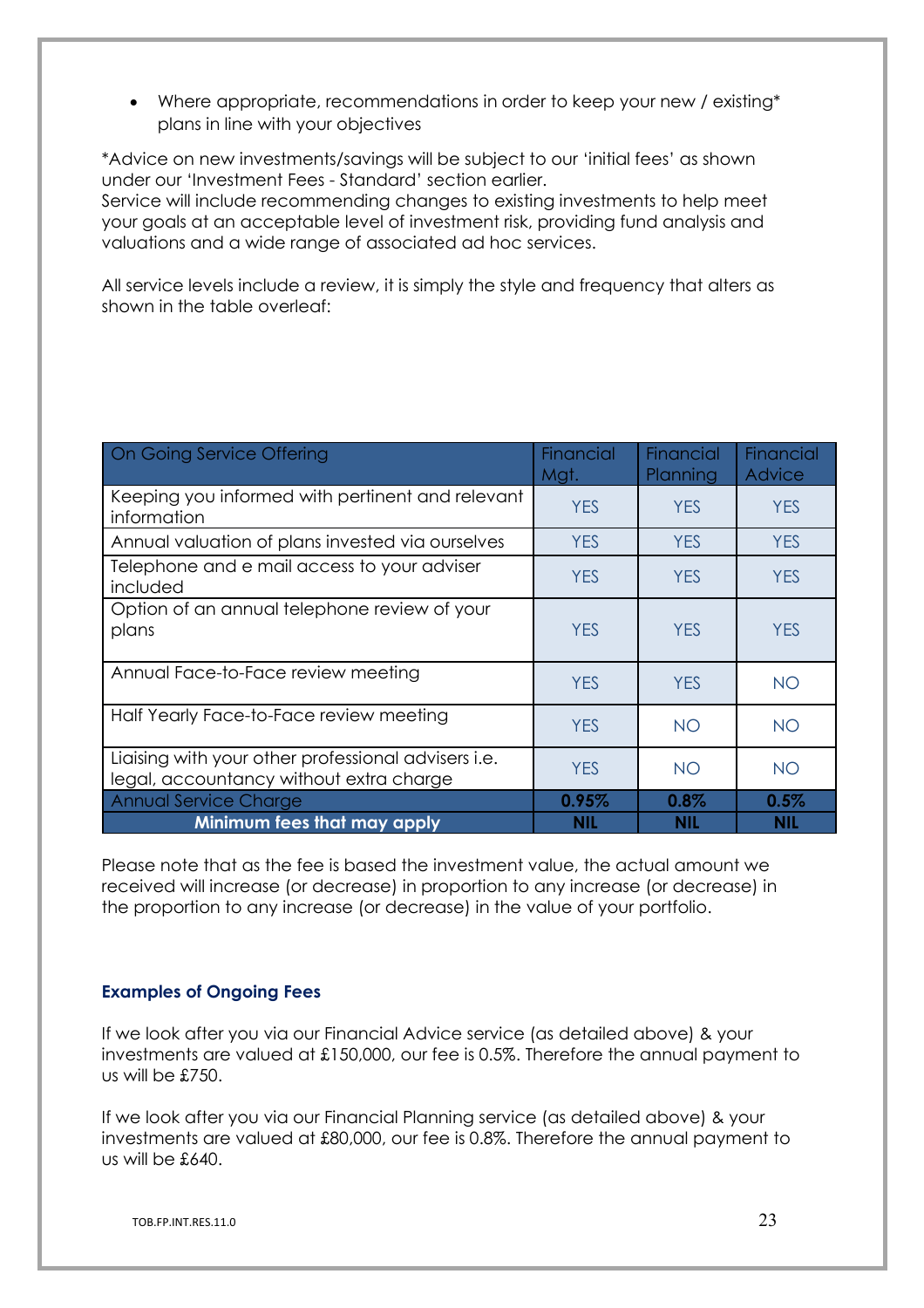- Where appropriate, recommendations in order to keep your new / existing* plans in line with your objectives

*Advice on new investments/savings will be subject to our 'initial fees' as shown under our 'Investment Fees - Standard' section earlier.
Service will include recommending changes to existing investments to help meet your goals at an acceptable level of investment risk, providing fund analysis and valuations and a wide range of associated ad hoc services.

All service levels include a review, it is simply the style and frequency that alters as shown in the table overleaf:

| On Going Service Offering | Financial Mgt. | Financial Planning | Financial Advice |
|---|---|---|---|
| Keeping you informed with pertinent and relevant information | YES | YES | YES |
| Annual valuation of plans invested via ourselves | YES | YES | YES |
| Telephone and e mail access to your adviser included | YES | YES | YES |
| Option of an annual telephone review of your plans | YES | YES | YES |
| Annual Face-to-Face review meeting | YES | YES | NO |
| Half Yearly Face-to-Face review meeting | YES | NO | NO |
| Liaising with your other professional advisers i.e. legal, accountancy without extra charge | YES | NO | NO |
| Annual Service Charge | **0.95%** | **0.8%** | **0.5%** |
| **Minimum fees that may apply** | **NIL** | **NIL** | **NIL** |

Please note that as the fee is based the investment value, the actual amount we received will increase (or decrease) in proportion to any increase (or decrease) in the proportion to any increase (or decrease) in the value of your portfolio.

### Examples of Ongoing Fees

If we look after you via our Financial Advice service (as detailed above) & your investments are valued at £150,000, our fee is 0.5%. Therefore the annual payment to us will be £750.

If we look after you via our Financial Planning service (as detailed above) & your investments are valued at £80,000, our fee is 0.8%. Therefore the annual payment to us will be £640.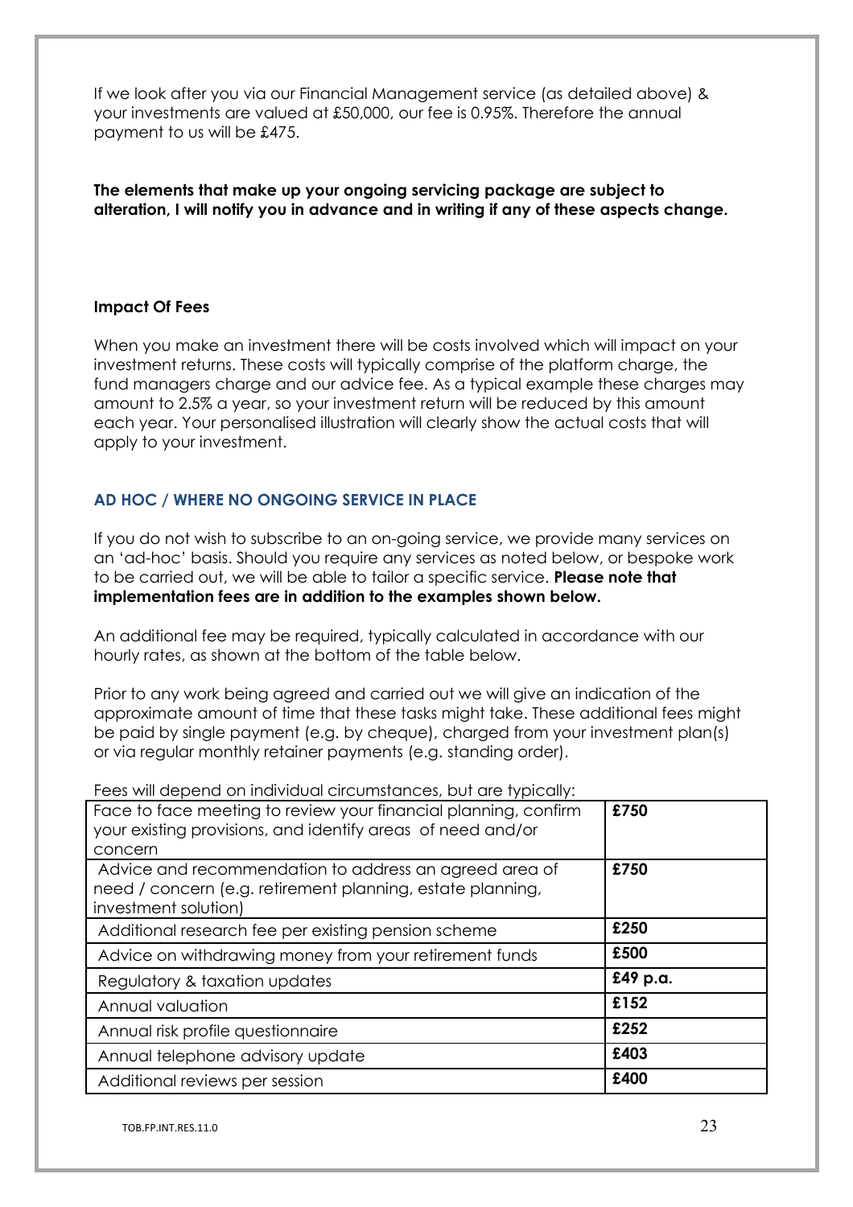If we look after you via our Financial Management service (as detailed above) & your investments are valued at £50,000, our fee is 0.95%. Therefore the annual payment to us will be £475.

**The elements that make up your ongoing servicing package are subject to alteration, I will notify you in advance and in writing if any of these aspects change.**

### Impact Of Fees

When you make an investment there will be costs involved which will impact on your investment returns. These costs will typically comprise of the platform charge, the fund managers charge and our advice fee. As a typical example these charges may amount to 2.5% a year, so your investment return will be reduced by this amount each year. Your personalised illustration will clearly show the actual costs that will apply to your investment.

## AD HOC / WHERE NO ONGOING SERVICE IN PLACE

If you do not wish to subscribe to an on-going service, we provide many services on an 'ad-hoc' basis. Should you require any services as noted below, or bespoke work to be carried out, we will be able to tailor a specific service. **Please note that implementation fees are in addition to the examples shown below.**

An additional fee may be required, typically calculated in accordance with our hourly rates, as shown at the bottom of the table below.

Prior to any work being agreed and carried out we will give an indication of the approximate amount of time that these tasks might take. These additional fees might be paid by single payment (e.g. by cheque), charged from your investment plan(s) or via regular monthly retainer payments (e.g. standing order).

Fees will depend on individual circumstances, but are typically:

| Service | Fee |
|---|---|
| Face to face meeting to review your financial planning, confirm your existing provisions, and identify areas of need and/or concern | **£750** |
| Advice and recommendation to address an agreed area of need / concern (e.g. retirement planning, estate planning, investment solution) | **£750** |
| Additional research fee per existing pension scheme | **£250** |
| Advice on withdrawing money from your retirement funds | **£500** |
| Regulatory & taxation updates | **£49 p.a.** |
| Annual valuation | **£152** |
| Annual risk profile questionnaire | **£252** |
| Annual telephone advisory update | **£403** |
| Additional reviews per session | **£400** |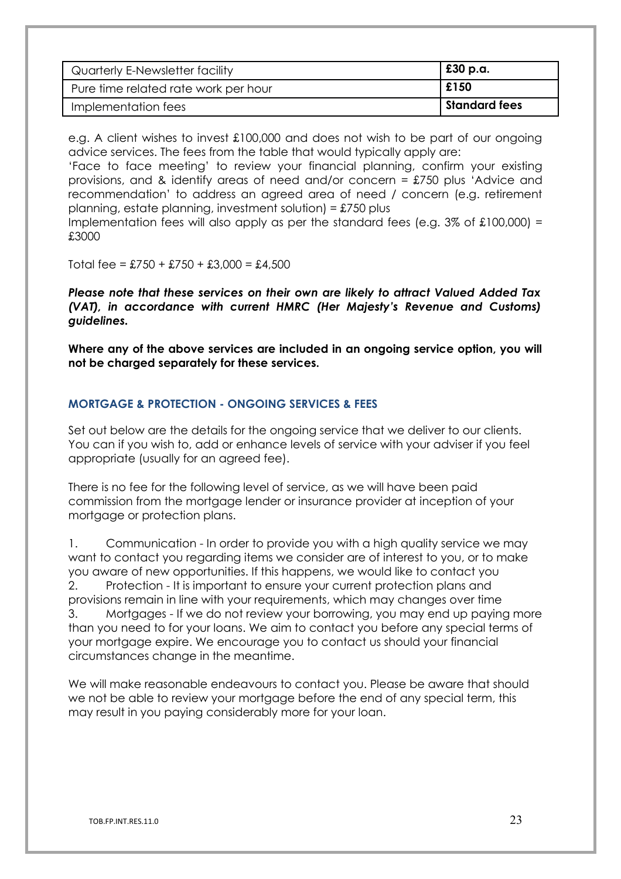| Quarterly E-Newsletter facility | **£30 p.a.** |
|---|---|
| Pure time related rate work per hour | **£150** |
| Implementation fees | **Standard fees** |

e.g. A client wishes to invest £100,000 and does not wish to be part of our ongoing advice services. The fees from the table that would typically apply are:
'Face to face meeting' to review your financial planning, confirm your existing provisions, and & identify areas of need and/or concern = £750 plus 'Advice and recommendation' to address an agreed area of need / concern (e.g. retirement planning, estate planning, investment solution) = £750 plus
Implementation fees will also apply as per the standard fees (e.g. 3% of £100,000) = £3000

Total fee = £750 + £750 + £3,000 = £4,500

***Please note that these services on their own are likely to attract Valued Added Tax (VAT), in accordance with current HMRC (Her Majesty's Revenue and Customs) guidelines.***

**Where any of the above services are included in an ongoing service option, you will not be charged separately for these services.**

## MORTGAGE & PROTECTION - ONGOING SERVICES & FEES

Set out below are the details for the ongoing service that we deliver to our clients. You can if you wish to, add or enhance levels of service with your adviser if you feel appropriate (usually for an agreed fee).

There is no fee for the following level of service, as we will have been paid commission from the mortgage lender or insurance provider at inception of your mortgage or protection plans.

1. Communication - In order to provide you with a high quality service we may want to contact you regarding items we consider are of interest to you, or to make you aware of new opportunities. If this happens, we would like to contact you
2. Protection - It is important to ensure your current protection plans and provisions remain in line with your requirements, which may changes over time
3. Mortgages - If we do not review your borrowing, you may end up paying more than you need to for your loans. We aim to contact you before any special terms of your mortgage expire. We encourage you to contact us should your financial circumstances change in the meantime.

We will make reasonable endeavours to contact you. Please be aware that should we not be able to review your mortgage before the end of any special term, this may result in you paying considerably more for your loan.

TOB.FP.INT.RES.11.0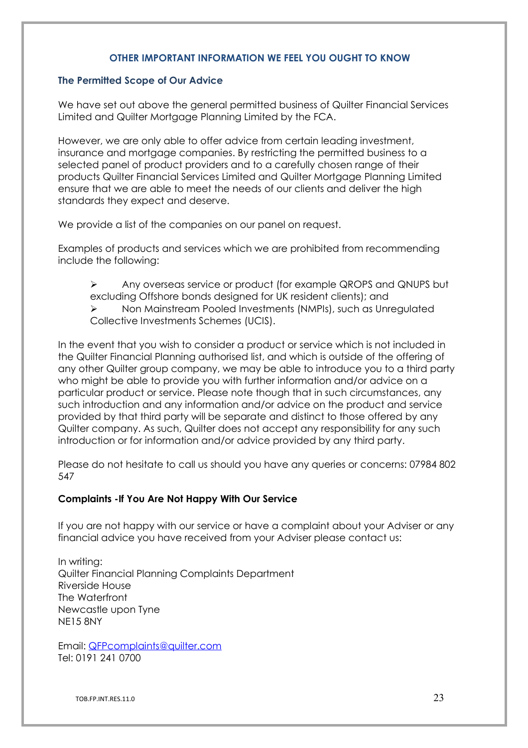## OTHER IMPORTANT INFORMATION WE FEEL YOU OUGHT TO KNOW

### The Permitted Scope of Our Advice

We have set out above the general permitted business of Quilter Financial Services Limited and Quilter Mortgage Planning Limited by the FCA.

However, we are only able to offer advice from certain leading investment, insurance and mortgage companies. By restricting the permitted business to a selected panel of product providers and to a carefully chosen range of their products Quilter Financial Services Limited and Quilter Mortgage Planning Limited ensure that we are able to meet the needs of our clients and deliver the high standards they expect and deserve.

We provide a list of the companies on our panel on request.

Examples of products and services which we are prohibited from recommending include the following:

- Any overseas service or product (for example QROPS and QNUPS but excluding Offshore bonds designed for UK resident clients); and
- Non Mainstream Pooled Investments (NMPIs), such as Unregulated Collective Investments Schemes (UCIS).

In the event that you wish to consider a product or service which is not included in the Quilter Financial Planning authorised list, and which is outside of the offering of any other Quilter group company, we may be able to introduce you to a third party who might be able to provide you with further information and/or advice on a particular product or service. Please note though that in such circumstances, any such introduction and any information and/or advice on the product and service provided by that third party will be separate and distinct to those offered by any Quilter company. As such, Quilter does not accept any responsibility for any such introduction or for information and/or advice provided by any third party.

Please do not hesitate to call us should you have any queries or concerns: 07984 802 547

### Complaints -If You Are Not Happy With Our Service

If you are not happy with our service or have a complaint about your Adviser or any financial advice you have received from your Adviser please contact us:

In writing:
Quilter Financial Planning Complaints Department
Riverside House
The Waterfront
Newcastle upon Tyne
NE15 8NY

Email: QFPcomplaints@quilter.com
Tel: 0191 241 0700

TOB.FP.INT.RES.11.0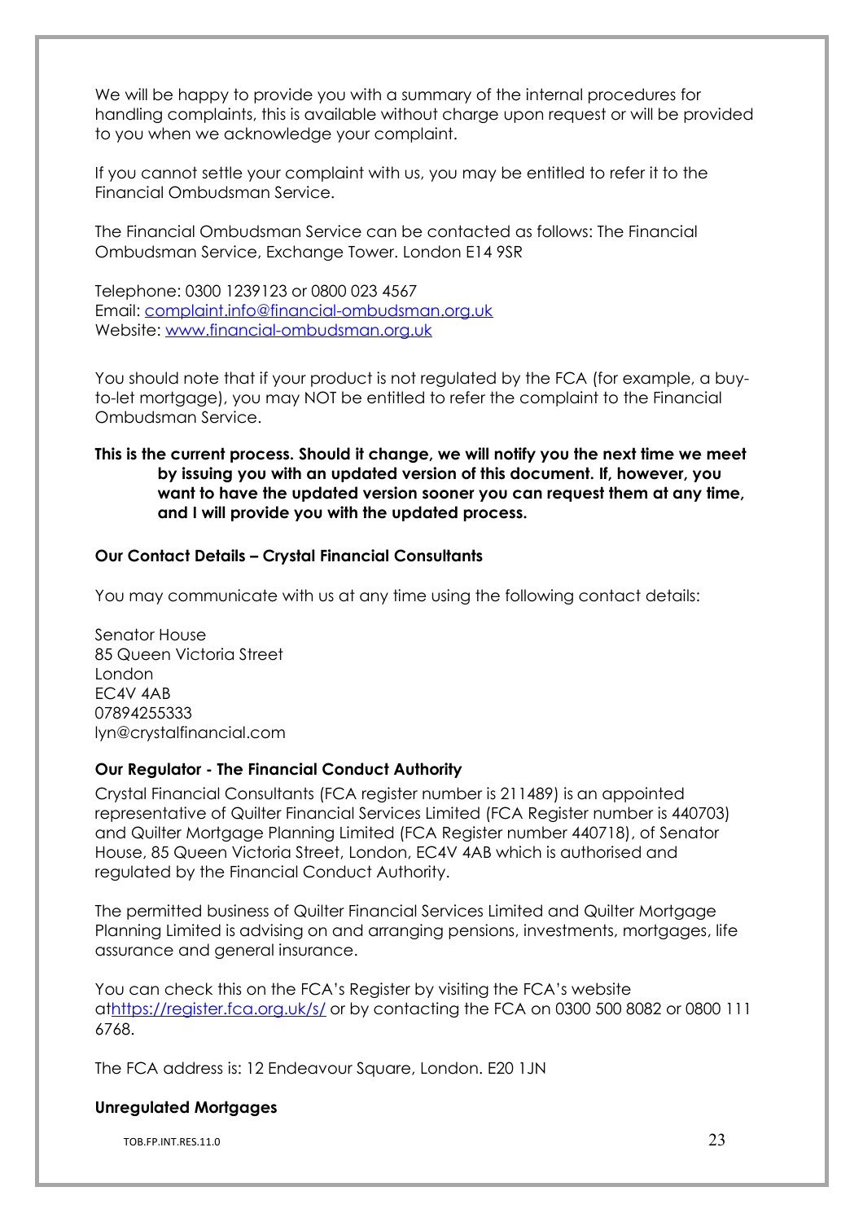We will be happy to provide you with a summary of the internal procedures for handling complaints, this is available without charge upon request or will be provided to you when we acknowledge your complaint.

If you cannot settle your complaint with us, you may be entitled to refer it to the Financial Ombudsman Service.

The Financial Ombudsman Service can be contacted as follows: The Financial Ombudsman Service, Exchange Tower. London E14 9SR

Telephone: 0300 1239123 or 0800 023 4567
Email: [complaint.info@financial-ombudsman.org.uk](mailto:complaint.info@financial-ombudsman.org.uk)
Website: [www.financial-ombudsman.org.uk](http://www.financial-ombudsman.org.uk)

You should note that if your product is not regulated by the FCA (for example, a buy-to-let mortgage), you may NOT be entitled to refer the complaint to the Financial Ombudsman Service.

**This is the current process. Should it change, we will notify you the next time we meet by issuing you with an updated version of this document. If, however, you want to have the updated version sooner you can request them at any time, and I will provide you with the updated process.**

**Our Contact Details – Crystal Financial Consultants**

You may communicate with us at any time using the following contact details:

Senator House
85 Queen Victoria Street
London
EC4V 4AB
07894255333
lyn@crystalfinancial.com

**Our Regulator - The Financial Conduct Authority**

Crystal Financial Consultants (FCA register number is 211489) is an appointed representative of Quilter Financial Services Limited (FCA Register number is 440703) and Quilter Mortgage Planning Limited (FCA Register number 440718), of Senator House, 85 Queen Victoria Street, London, EC4V 4AB which is authorised and regulated by the Financial Conduct Authority.

The permitted business of Quilter Financial Services Limited and Quilter Mortgage Planning Limited is advising on and arranging pensions, investments, mortgages, life assurance and general insurance.

You can check this on the FCA's Register by visiting the FCA's website at[https://register.fca.org.uk/s/](https://register.fca.org.uk/s/) or by contacting the FCA on 0300 500 8082 or 0800 111 6768.

The FCA address is: 12 Endeavour Square, London. E20 1JN

**Unregulated Mortgages**

TOB.FP.INT.RES.11.0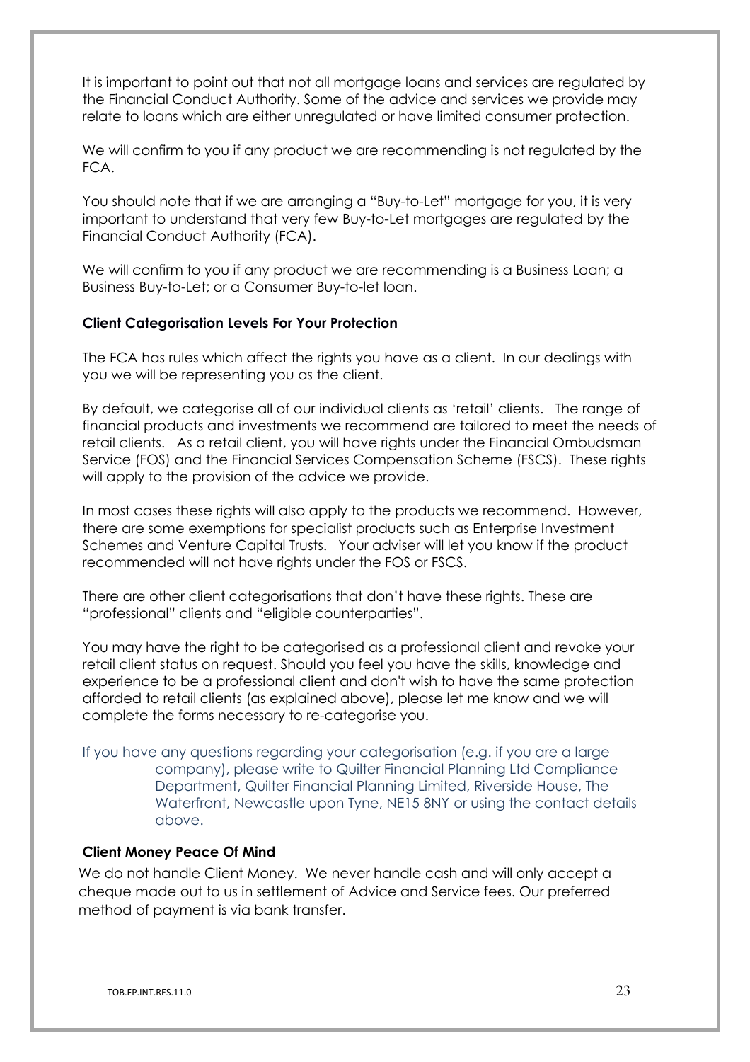It is important to point out that not all mortgage loans and services are regulated by the Financial Conduct Authority. Some of the advice and services we provide may relate to loans which are either unregulated or have limited consumer protection.

We will confirm to you if any product we are recommending is not regulated by the FCA.

You should note that if we are arranging a "Buy-to-Let" mortgage for you, it is very important to understand that very few Buy-to-Let mortgages are regulated by the Financial Conduct Authority (FCA).

We will confirm to you if any product we are recommending is a Business Loan; a Business Buy-to-Let; or a Consumer Buy-to-let loan.

**Client Categorisation Levels For Your Protection**

The FCA has rules which affect the rights you have as a client. In our dealings with you we will be representing you as the client.

By default, we categorise all of our individual clients as 'retail' clients. The range of financial products and investments we recommend are tailored to meet the needs of retail clients. As a retail client, you will have rights under the Financial Ombudsman Service (FOS) and the Financial Services Compensation Scheme (FSCS). These rights will apply to the provision of the advice we provide.

In most cases these rights will also apply to the products we recommend. However, there are some exemptions for specialist products such as Enterprise Investment Schemes and Venture Capital Trusts. Your adviser will let you know if the product recommended will not have rights under the FOS or FSCS.

There are other client categorisations that don't have these rights. These are "professional" clients and "eligible counterparties".

You may have the right to be categorised as a professional client and revoke your retail client status on request. Should you feel you have the skills, knowledge and experience to be a professional client and don't wish to have the same protection afforded to retail clients (as explained above), please let me know and we will complete the forms necessary to re-categorise you.

If you have any questions regarding your categorisation (e.g. if you are a large company), please write to Quilter Financial Planning Ltd Compliance Department, Quilter Financial Planning Limited, Riverside House, The Waterfront, Newcastle upon Tyne, NE15 8NY or using the contact details above.

**Client Money Peace Of Mind**

We do not handle Client Money. We never handle cash and will only accept a cheque made out to us in settlement of Advice and Service fees. Our preferred method of payment is via bank transfer.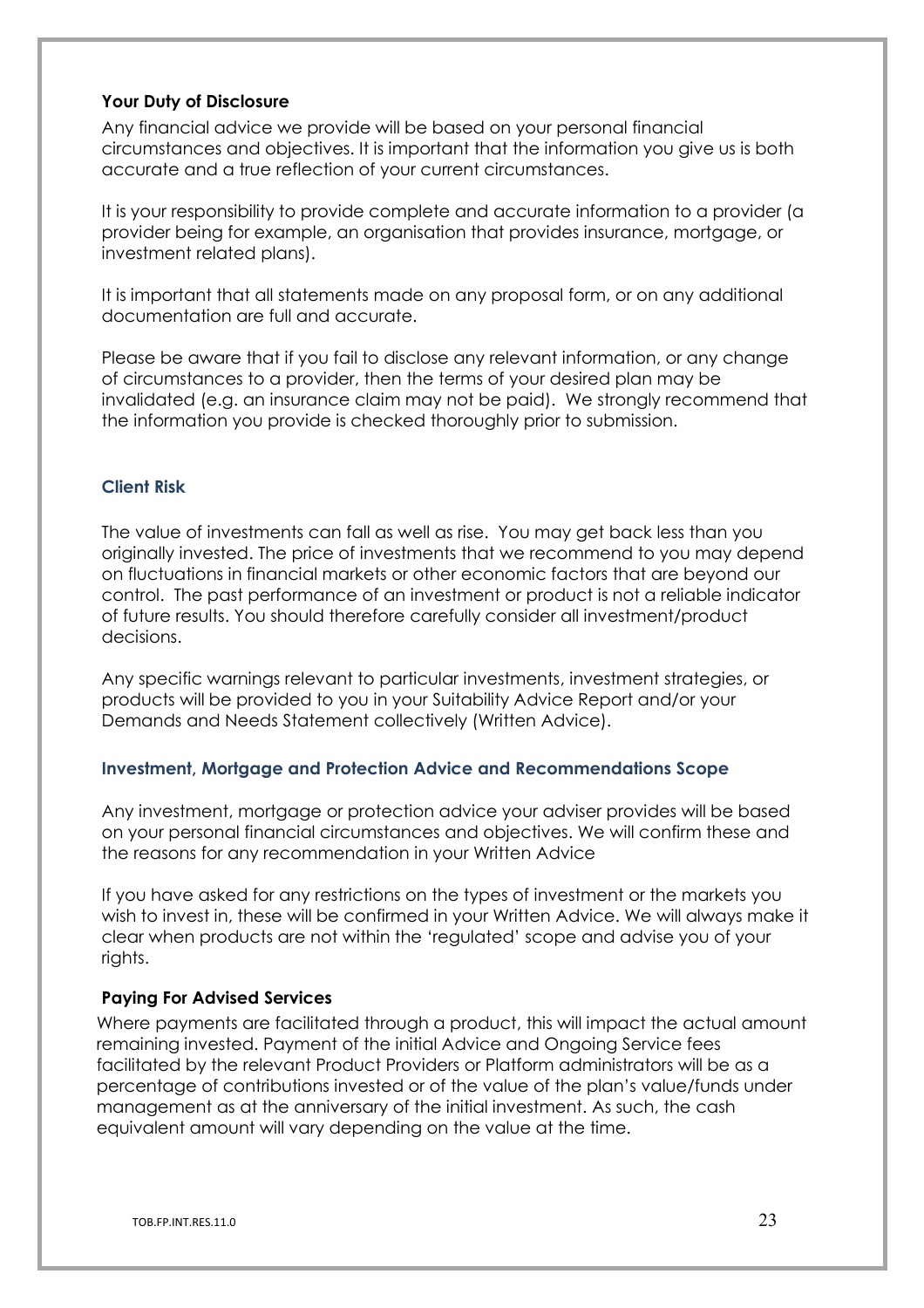### Your Duty of Disclosure

Any financial advice we provide will be based on your personal financial circumstances and objectives. It is important that the information you give us is both accurate and a true reflection of your current circumstances.

It is your responsibility to provide complete and accurate information to a provider (a provider being for example, an organisation that provides insurance, mortgage, or investment related plans).

It is important that all statements made on any proposal form, or on any additional documentation are full and accurate.

Please be aware that if you fail to disclose any relevant information, or any change of circumstances to a provider, then the terms of your desired plan may be invalidated (e.g. an insurance claim may not be paid). We strongly recommend that the information you provide is checked thoroughly prior to submission.

### Client Risk

The value of investments can fall as well as rise. You may get back less than you originally invested. The price of investments that we recommend to you may depend on fluctuations in financial markets or other economic factors that are beyond our control. The past performance of an investment or product is not a reliable indicator of future results. You should therefore carefully consider all investment/product decisions.

Any specific warnings relevant to particular investments, investment strategies, or products will be provided to you in your Suitability Advice Report and/or your Demands and Needs Statement collectively (Written Advice).

### Investment, Mortgage and Protection Advice and Recommendations Scope

Any investment, mortgage or protection advice your adviser provides will be based on your personal financial circumstances and objectives. We will confirm these and the reasons for any recommendation in your Written Advice

If you have asked for any restrictions on the types of investment or the markets you wish to invest in, these will be confirmed in your Written Advice. We will always make it clear when products are not within the 'regulated' scope and advise you of your rights.

### Paying For Advised Services

Where payments are facilitated through a product, this will impact the actual amount remaining invested. Payment of the initial Advice and Ongoing Service fees facilitated by the relevant Product Providers or Platform administrators will be as a percentage of contributions invested or of the value of the plan's value/funds under management as at the anniversary of the initial investment. As such, the cash equivalent amount will vary depending on the value at the time.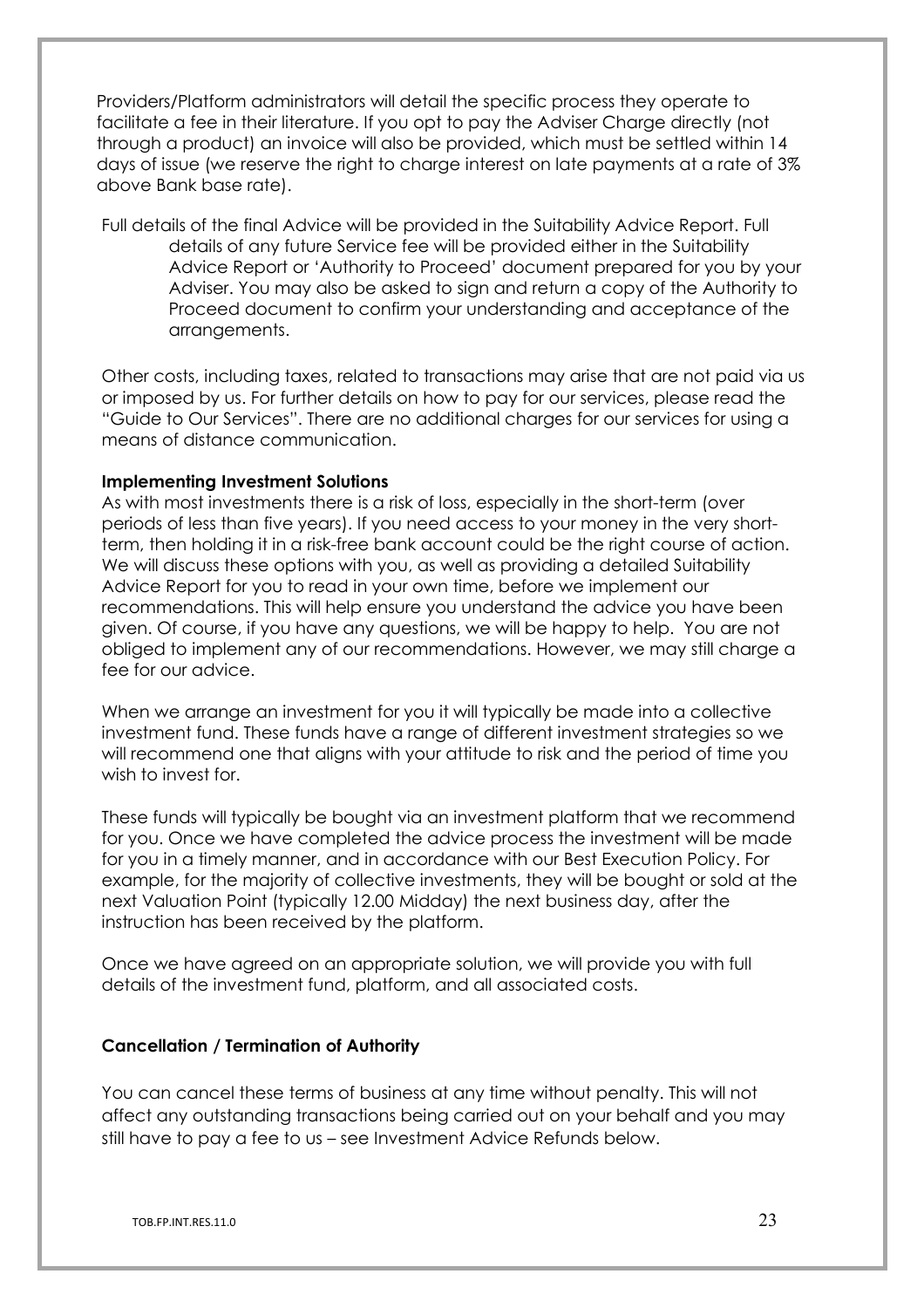Providers/Platform administrators will detail the specific process they operate to facilitate a fee in their literature. If you opt to pay the Adviser Charge directly (not through a product) an invoice will also be provided, which must be settled within 14 days of issue (we reserve the right to charge interest on late payments at a rate of 3% above Bank base rate).

Full details of the final Advice will be provided in the Suitability Advice Report. Full details of any future Service fee will be provided either in the Suitability Advice Report or 'Authority to Proceed' document prepared for you by your Adviser. You may also be asked to sign and return a copy of the Authority to Proceed document to confirm your understanding and acceptance of the arrangements.

Other costs, including taxes, related to transactions may arise that are not paid via us or imposed by us. For further details on how to pay for our services, please read the "Guide to Our Services". There are no additional charges for our services for using a means of distance communication.

**Implementing Investment Solutions**

As with most investments there is a risk of loss, especially in the short-term (over periods of less than five years). If you need access to your money in the very short-term, then holding it in a risk-free bank account could be the right course of action. We will discuss these options with you, as well as providing a detailed Suitability Advice Report for you to read in your own time, before we implement our recommendations. This will help ensure you understand the advice you have been given. Of course, if you have any questions, we will be happy to help. You are not obliged to implement any of our recommendations. However, we may still charge a fee for our advice.

When we arrange an investment for you it will typically be made into a collective investment fund. These funds have a range of different investment strategies so we will recommend one that aligns with your attitude to risk and the period of time you wish to invest for.

These funds will typically be bought via an investment platform that we recommend for you. Once we have completed the advice process the investment will be made for you in a timely manner, and in accordance with our Best Execution Policy. For example, for the majority of collective investments, they will be bought or sold at the next Valuation Point (typically 12.00 Midday) the next business day, after the instruction has been received by the platform.

Once we have agreed on an appropriate solution, we will provide you with full details of the investment fund, platform, and all associated costs.

**Cancellation / Termination of Authority**

You can cancel these terms of business at any time without penalty. This will not affect any outstanding transactions being carried out on your behalf and you may still have to pay a fee to us – see Investment Advice Refunds below.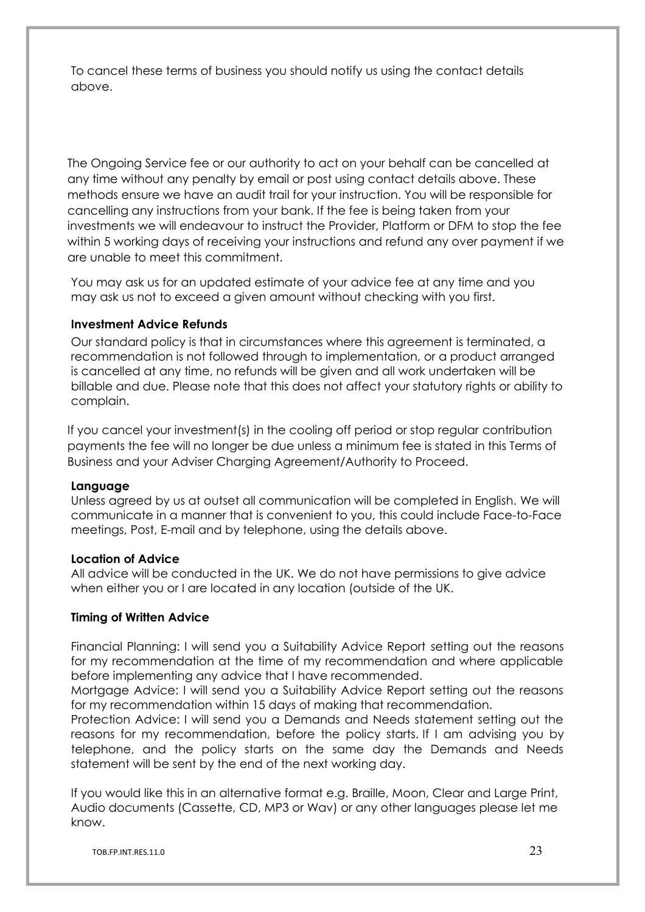To cancel these terms of business you should notify us using the contact details above.

The Ongoing Service fee or our authority to act on your behalf can be cancelled at any time without any penalty by email or post using contact details above. These methods ensure we have an audit trail for your instruction. You will be responsible for cancelling any instructions from your bank. If the fee is being taken from your investments we will endeavour to instruct the Provider, Platform or DFM to stop the fee within 5 working days of receiving your instructions and refund any over payment if we are unable to meet this commitment.

You may ask us for an updated estimate of your advice fee at any time and you may ask us not to exceed a given amount without checking with you first.

**Investment Advice Refunds**

Our standard policy is that in circumstances where this agreement is terminated, a recommendation is not followed through to implementation, or a product arranged is cancelled at any time, no refunds will be given and all work undertaken will be billable and due. Please note that this does not affect your statutory rights or ability to complain.

If you cancel your investment(s) in the cooling off period or stop regular contribution payments the fee will no longer be due unless a minimum fee is stated in this Terms of Business and your Adviser Charging Agreement/Authority to Proceed.

**Language**

Unless agreed by us at outset all communication will be completed in English. We will communicate in a manner that is convenient to you, this could include Face-to-Face meetings, Post, E-mail and by telephone, using the details above.

**Location of Advice**

All advice will be conducted in the UK. We do not have permissions to give advice when either you or I are located in any location (outside of the UK.

**Timing of Written Advice**

Financial Planning: I will send you a Suitability Advice Report setting out the reasons for my recommendation at the time of my recommendation and where applicable before implementing any advice that I have recommended.

Mortgage Advice: I will send you a Suitability Advice Report setting out the reasons for my recommendation within 15 days of making that recommendation.

Protection Advice: I will send you a Demands and Needs statement setting out the reasons for my recommendation, before the policy starts. If I am advising you by telephone, and the policy starts on the same day the Demands and Needs statement will be sent by the end of the next working day.

If you would like this in an alternative format e.g. Braille, Moon, Clear and Large Print, Audio documents (Cassette, CD, MP3 or Wav) or any other languages please let me know.

TOB.FP.INT.RES.11.0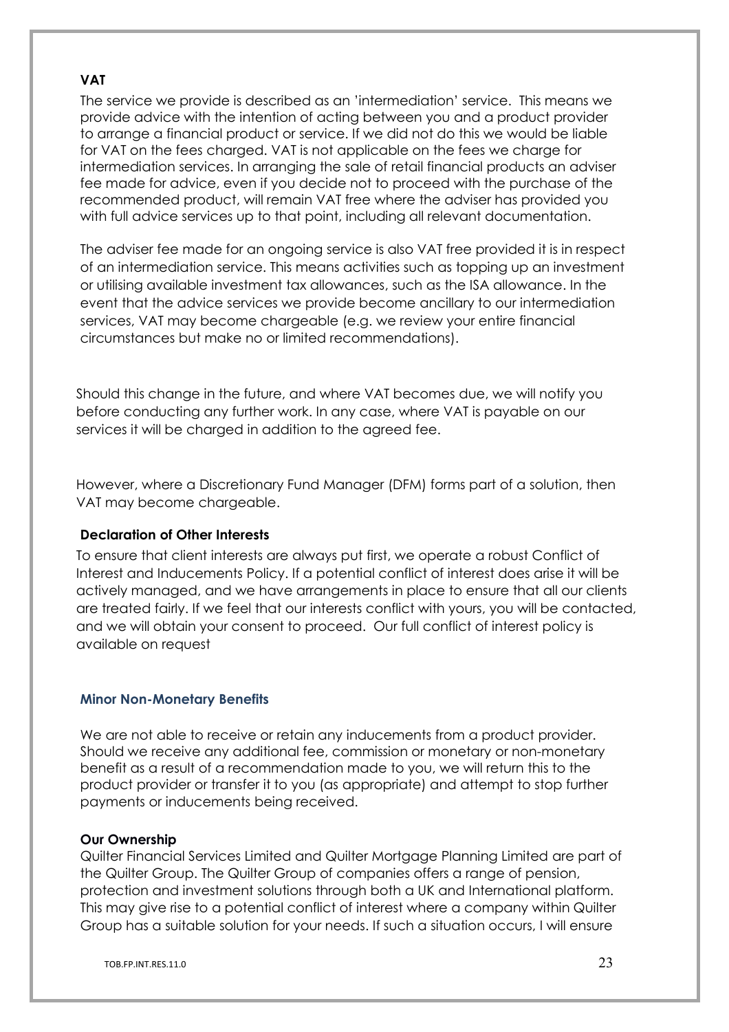### VAT

The service we provide is described as an 'intermediation' service. This means we provide advice with the intention of acting between you and a product provider to arrange a financial product or service. If we did not do this we would be liable for VAT on the fees charged. VAT is not applicable on the fees we charge for intermediation services. In arranging the sale of retail financial products an adviser fee made for advice, even if you decide not to proceed with the purchase of the recommended product, will remain VAT free where the adviser has provided you with full advice services up to that point, including all relevant documentation.

The adviser fee made for an ongoing service is also VAT free provided it is in respect of an intermediation service. This means activities such as topping up an investment or utilising available investment tax allowances, such as the ISA allowance. In the event that the advice services we provide become ancillary to our intermediation services, VAT may become chargeable (e.g. we review your entire financial circumstances but make no or limited recommendations).

Should this change in the future, and where VAT becomes due, we will notify you before conducting any further work. In any case, where VAT is payable on our services it will be charged in addition to the agreed fee.

However, where a Discretionary Fund Manager (DFM) forms part of a solution, then VAT may become chargeable.

### Declaration of Other Interests

To ensure that client interests are always put first, we operate a robust Conflict of Interest and Inducements Policy. If a potential conflict of interest does arise it will be actively managed, and we have arrangements in place to ensure that all our clients are treated fairly. If we feel that our interests conflict with yours, you will be contacted, and we will obtain your consent to proceed. Our full conflict of interest policy is available on request

### Minor Non-Monetary Benefits

We are not able to receive or retain any inducements from a product provider. Should we receive any additional fee, commission or monetary or non-monetary benefit as a result of a recommendation made to you, we will return this to the product provider or transfer it to you (as appropriate) and attempt to stop further payments or inducements being received.

### Our Ownership

Quilter Financial Services Limited and Quilter Mortgage Planning Limited are part of the Quilter Group. The Quilter Group of companies offers a range of pension, protection and investment solutions through both a UK and International platform. This may give rise to a potential conflict of interest where a company within Quilter Group has a suitable solution for your needs. If such a situation occurs, I will ensure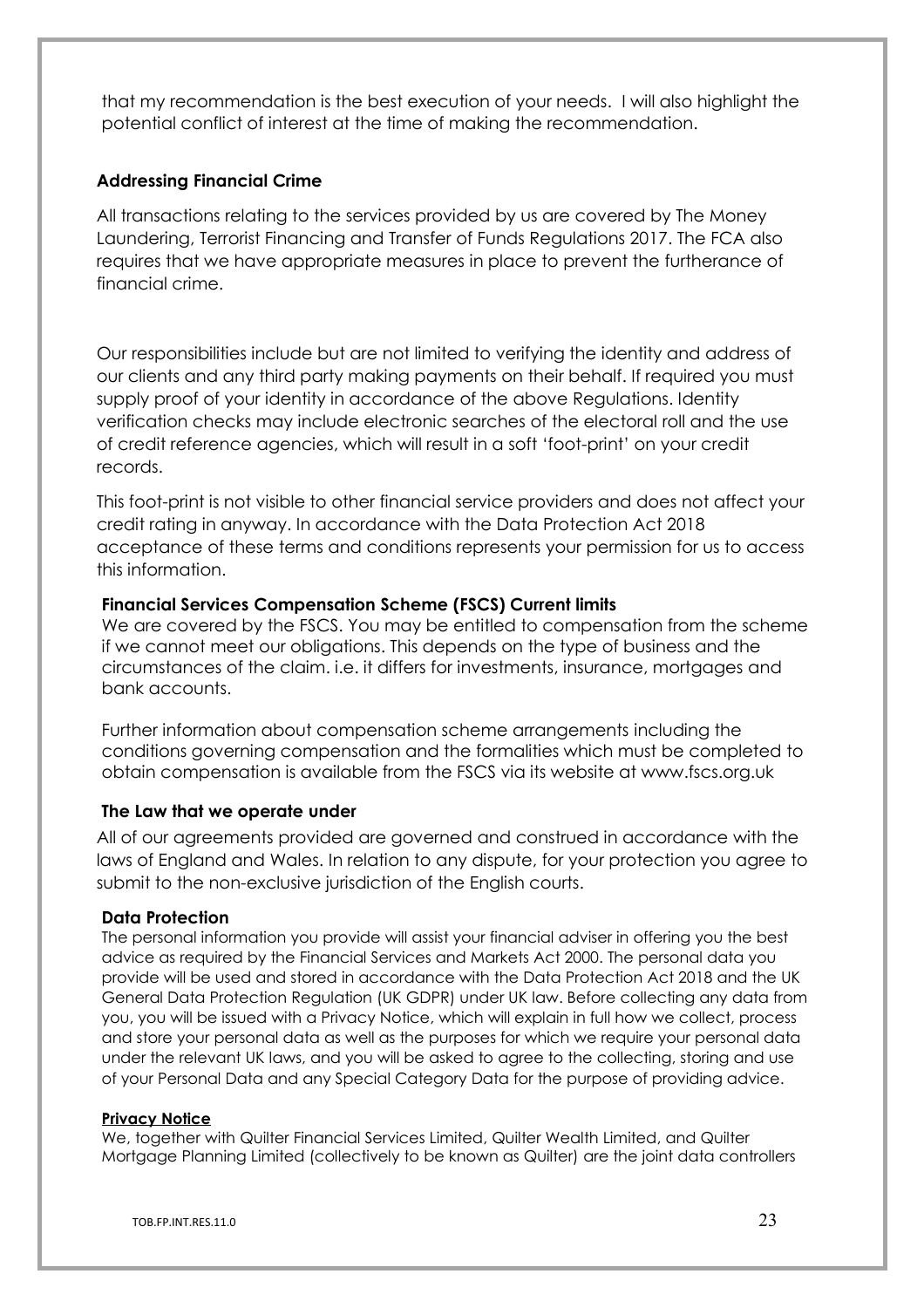that my recommendation is the best execution of your needs. I will also highlight the potential conflict of interest at the time of making the recommendation.

### Addressing Financial Crime

All transactions relating to the services provided by us are covered by The Money Laundering, Terrorist Financing and Transfer of Funds Regulations 2017. The FCA also requires that we have appropriate measures in place to prevent the furtherance of financial crime.

Our responsibilities include but are not limited to verifying the identity and address of our clients and any third party making payments on their behalf. If required you must supply proof of your identity in accordance of the above Regulations. Identity verification checks may include electronic searches of the electoral roll and the use of credit reference agencies, which will result in a soft 'foot-print' on your credit records.

This foot-print is not visible to other financial service providers and does not affect your credit rating in anyway. In accordance with the Data Protection Act 2018 acceptance of these terms and conditions represents your permission for us to access this information.

### Financial Services Compensation Scheme (FSCS) Current limits

We are covered by the FSCS. You may be entitled to compensation from the scheme if we cannot meet our obligations. This depends on the type of business and the circumstances of the claim. i.e. it differs for investments, insurance, mortgages and bank accounts.

Further information about compensation scheme arrangements including the conditions governing compensation and the formalities which must be completed to obtain compensation is available from the FSCS via its website at www.fscs.org.uk

### The Law that we operate under

All of our agreements provided are governed and construed in accordance with the laws of England and Wales. In relation to any dispute, for your protection you agree to submit to the non-exclusive jurisdiction of the English courts.

### Data Protection

The personal information you provide will assist your financial adviser in offering you the best advice as required by the Financial Services and Markets Act 2000. The personal data you provide will be used and stored in accordance with the Data Protection Act 2018 and the UK General Data Protection Regulation (UK GDPR) under UK law. Before collecting any data from you, you will be issued with a Privacy Notice, which will explain in full how we collect, process and store your personal data as well as the purposes for which we require your personal data under the relevant UK laws, and you will be asked to agree to the collecting, storing and use of your Personal Data and any Special Category Data for the purpose of providing advice.

### Privacy Notice

We, together with Quilter Financial Services Limited, Quilter Wealth Limited, and Quilter Mortgage Planning Limited (collectively to be known as Quilter) are the joint data controllers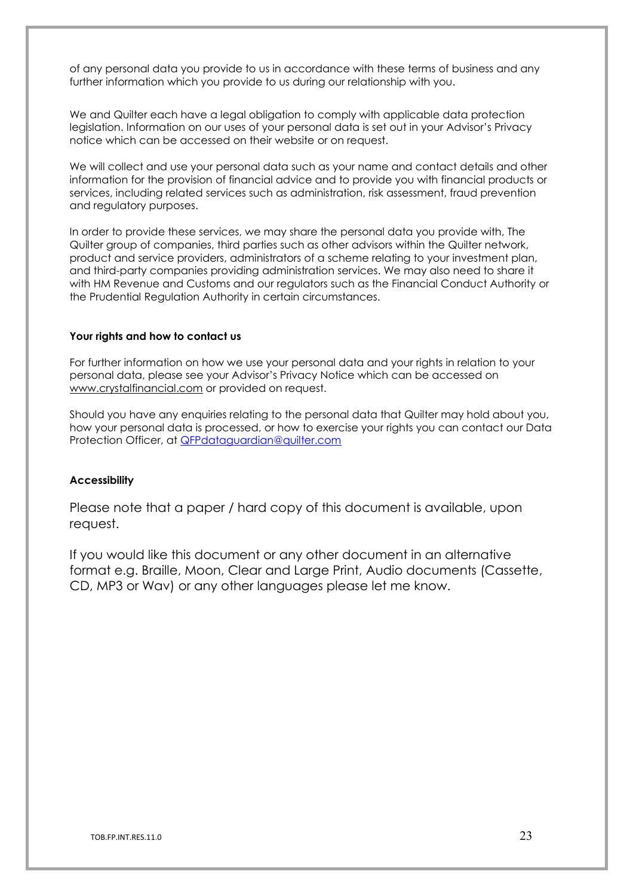of any personal data you provide to us in accordance with these terms of business and any further information which you provide to us during our relationship with you.

We and Quilter each have a legal obligation to comply with applicable data protection legislation. Information on our uses of your personal data is set out in your Advisor's Privacy notice which can be accessed on their website or on request.

We will collect and use your personal data such as your name and contact details and other information for the provision of financial advice and to provide you with financial products or services, including related services such as administration, risk assessment, fraud prevention and regulatory purposes.

In order to provide these services, we may share the personal data you provide with, The Quilter group of companies, third parties such as other advisors within the Quilter network, product and service providers, administrators of a scheme relating to your investment plan, and third-party companies providing administration services. We may also need to share it with HM Revenue and Customs and our regulators such as the Financial Conduct Authority or the Prudential Regulation Authority in certain circumstances.

**Your rights and how to contact us**

For further information on how we use your personal data and your rights in relation to your personal data, please see your Advisor's Privacy Notice which can be accessed on www.crystalfinancial.com or provided on request.

Should you have any enquiries relating to the personal data that Quilter may hold about you, how your personal data is processed, or how to exercise your rights you can contact our Data Protection Officer, at QFPdataguardian@quilter.com

**Accessibility**

Please note that a paper / hard copy of this document is available, upon request.

If you would like this document or any other document in an alternative format e.g. Braille, Moon, Clear and Large Print, Audio documents (Cassette, CD, MP3 or Wav) or any other languages please let me know.

TOB.FP.INT.RES.11.0